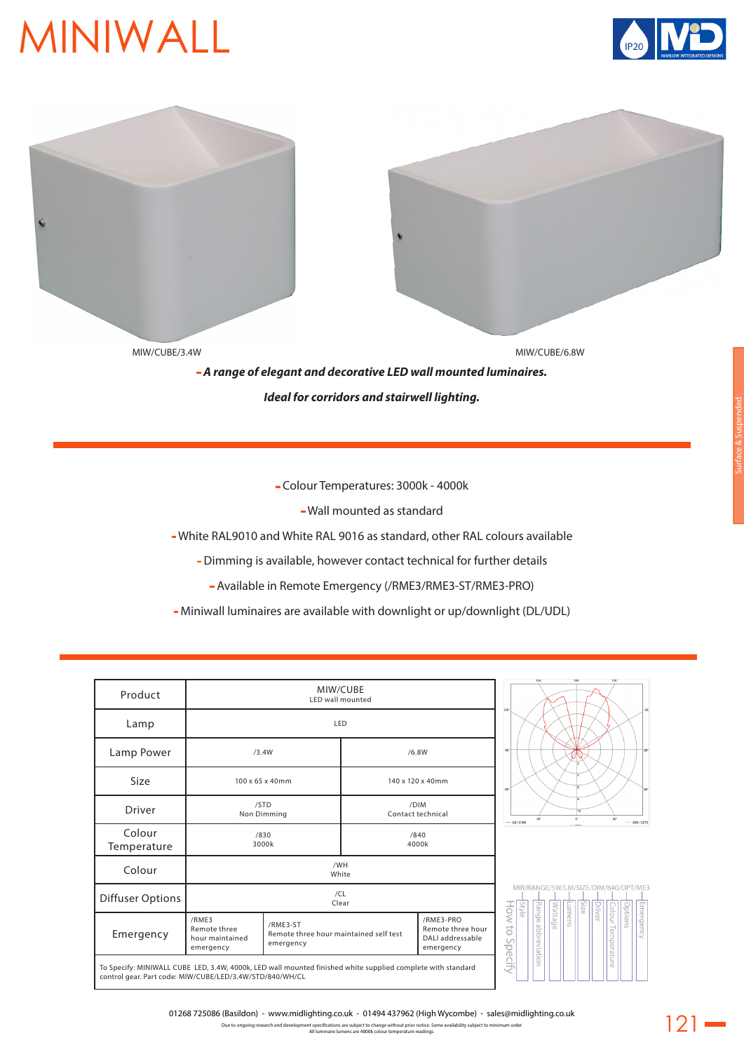# MINIWALL

IP20

MARLOW INTEGRATED DESIGNS

MIW/CUBE/3.4W

MIW/CUBE/6.8W

- ***A range of elegant and decorative LED wall mounted luminaires.***

***Ideal for corridors and stairwell lighting.***

- Colour Temperatures: 3000k - 4000k
- Wall mounted as standard
- White RAL9010 and White RAL 9016 as standard, other RAL colours available
- Dimming is available, however contact technical for further details
- Available in Remote Emergency (/RME3/RME3-ST/RME3-PRO)
- Miniwall luminaires are available with downlight or up/downlight (DL/UDL)

| Product | MIW/CUBE<br>LED wall mounted | | |
|---|---|---|---|
| Lamp | LED | | |
| Lamp Power | /3.4W | /6.8W | |
| Size | 100 x 65 x 40mm | 140 x 120 x 40mm | |
| Driver | /STD<br>Non Dimming | /DIM<br>Contact technical | |
| Colour Temperature | /830<br>3000k | /840<br>4000k | |
| Colour | /WH<br>White | | |
| Diffuser Options | /CL<br>Clear | | |
| Emergency | /RME3<br>Remote three hour maintained emergency | /RME3-ST<br>Remote three hour maintained self test emergency | /RME3-PRO<br>Remote three hour DALI addressable emergency |

To Specify: MINIWALL CUBE LED, 3.4W, 4000k, LED wall mounted finished white supplied complete with standard control gear. Part code: MIW/CUBE/LED/3.4W/STD/840/WH/CL

How to Specify: MIR/RANGE/5W/LM/SIZE/DIM/840/OPT/ME3
- Style
- Range abbreviation
- Wattage
- Lumens
- Size
- Driver
- Colour Temperature
- Options
- Emergency

Surface & Suspended

01268 725086 (Basildon) - www.midlighting.co.uk - 01494 437962 (High Wycombe) - sales@midlighting.co.uk

Due to ongoing research and development specifications are subject to change without prior notice. Some availability subject to minimum order
All luminaire lumens are 4000k colour temperature readings.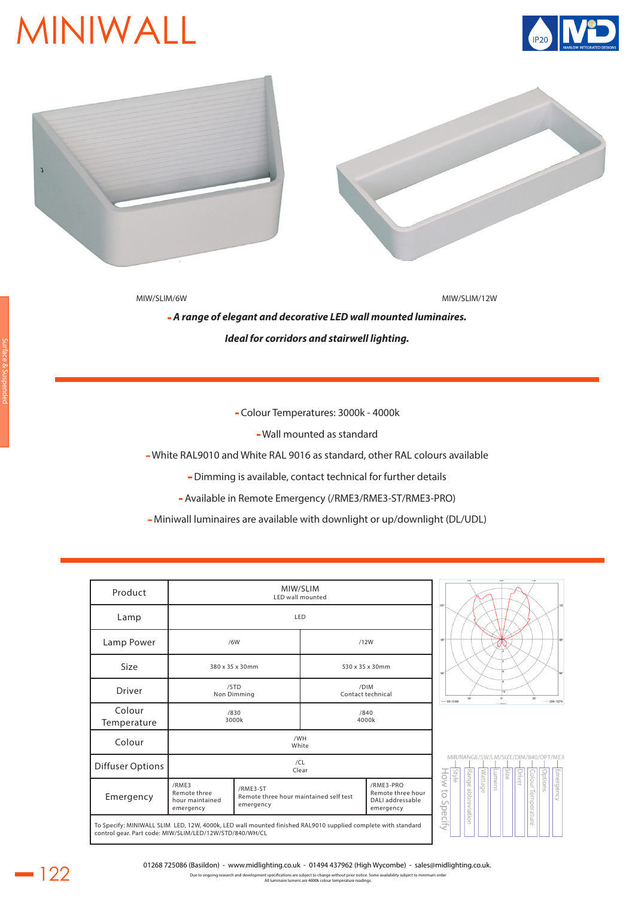# MINIWALL

IP20

MIW/SLIM/6W

MIW/SLIM/12W

***- A range of elegant and decorative LED wall mounted luminaires.***

***Ideal for corridors and stairwell lighting.***

- Colour Temperatures: 3000k - 4000k
- Wall mounted as standard
- White RAL9010 and White RAL 9016 as standard, other RAL colours available
- Dimming is available, contact technical for further details
- Available in Remote Emergency (/RME3/RME3-ST/RME3-PRO)
- Miniwall luminaires are available with downlight or up/downlight (DL/UDL)

| Product | MIW/SLIM<br>LED wall mounted | | |
|---|---|---|---|
| Lamp | LED | | |
| Lamp Power | /6W | /12W | |
| Size | 380 x 35 x 30mm | 530 x 35 x 30mm | |
| Driver | /STD<br>Non Dimming | /DIM<br>Contact technical | |
| Colour Temperature | /830<br>3000k | /840<br>4000k | |
| Colour | /WH<br>White | | |
| Diffuser Options | /CL<br>Clear | | |
| Emergency | /RME3<br>Remote three hour maintained emergency | /RME3-ST<br>Remote three hour maintained self test emergency | /RME3-PRO<br>Remote three hour DALI addressable emergency |

To Specify: MINIWALL SLIM LED, 12W, 4000k, LED wall mounted finished RAL9010 supplied complete with standard control gear. Part code: MIW/SLIM/LED/12W/STD/840/WH/CL

MIR/RANGE/5W/LM/SIZE/DIM/840/OPT/ME3

How to Specify: Style, Range abbreviation, Wattage, Lumens, Size, Driver, Colour Temperature, Options, Emergency

01268 725086 (Basildon) - www.midlighting.co.uk - 01494 437962 (High Wycombe) - sales@midlighting.co.uk.

Due to ongoing research and development specifications are subject to change without prior notice. Some availability subject to minimum order

All luminaire lumens are 4000k colour temperature readings.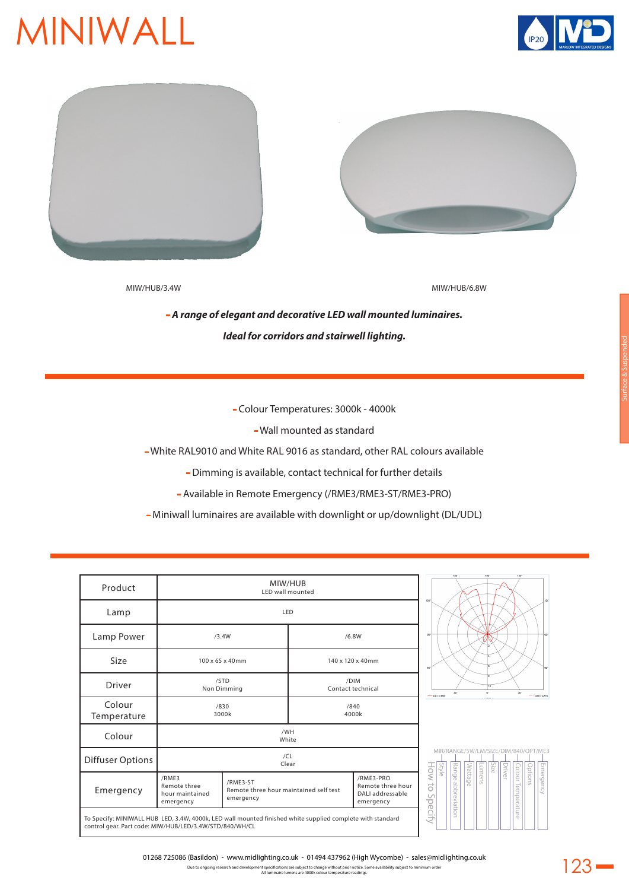# MINIWALL

MIW/HUB/3.4W

MIW/HUB/6.8W

***- A range of elegant and decorative LED wall mounted luminaires.***

***Ideal for corridors and stairwell lighting.***

- Colour Temperatures: 3000k - 4000k
- Wall mounted as standard
- White RAL9010 and White RAL 9016 as standard, other RAL colours available
- Dimming is available, contact technical for further details
- Available in Remote Emergency (/RME3/RME3-ST/RME3-PRO)
- Miniwall luminaires are available with downlight or up/downlight (DL/UDL)

| | | | |
|---|---|---|---|
| Product | MIW/HUB LED wall mounted | | |
| Lamp | LED | | |
| Lamp Power | /3.4W | | /6.8W |
| Size | 100 x 65 x 40mm | | 140 x 120 x 40mm |
| Driver | /STD Non Dimming | | /DIM Contact technical |
| Colour Temperature | /830 3000k | | /840 4000k |
| Colour | /WH White | | |
| Diffuser Options | /CL Clear | | |
| Emergency | /RME3 Remote three hour maintained emergency | /RME3-ST Remote three hour maintained self test emergency | /RME3-PRO Remote three hour DALI addressable emergency |
| To Specify: MINIWALL HUB LED, 3.4W, 4000k, LED wall mounted finished white supplied complete with standard control gear. Part code: MIW/HUB/LED/3.4W/STD/840/WH/CL | | | |

C0 / C180
C90 / C270

MIR/RANGE/5W/LM/SIZE/DIM/840/OPT/ME3

How to Specify: Style, Range abbreviation, Wattage, Lumens, Size, Driver, Colour Temperature, Options, Emergency

01268 725086 (Basildon) - www.midlighting.co.uk - 01494 437962 (High Wycombe) - sales@midlighting.co.uk

Due to ongoing research and development specifications are subject to change without prior notice. Some availability subject to minimum order
All luminaire lumens are 4000k colour temperature readings.